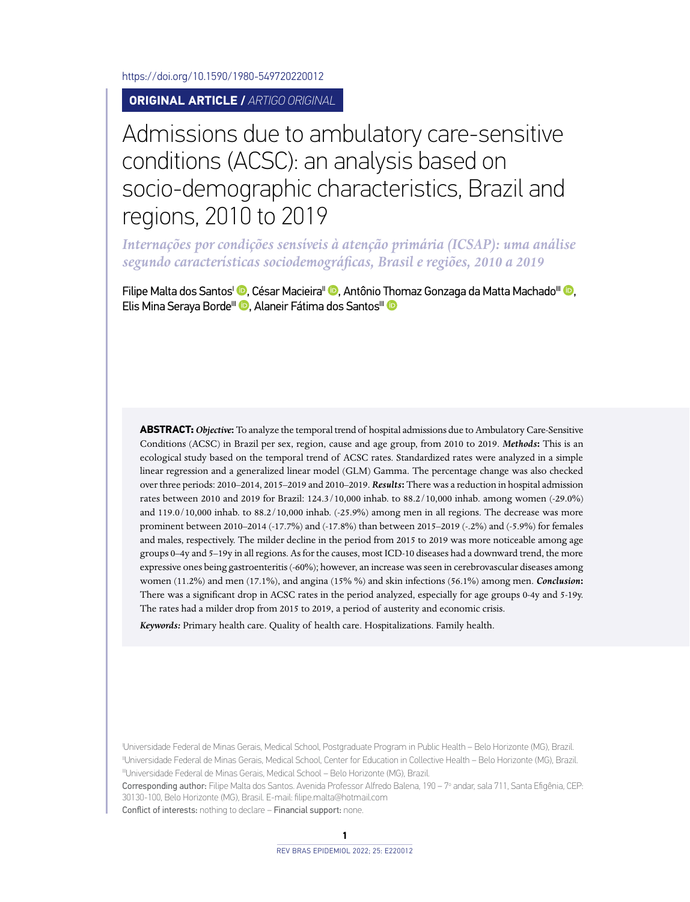https://doi.org/10.1590/1980-549720220012

**ORIGINAL ARTICLE /** *ARTIGO ORIGINAL*

# Admissions due to ambulatory care-sensitive conditions (ACSC): an analysis based on socio-demographic characteristics, Brazil and regions, 2010 to 2019

## *Internações por condições sensíveis à atenção primária (ICSAP): uma análise segundo características sociodemográficas, Brasil e regiões, 2010 a 2019*

Filipe Malta dos Santos[I], César Macieira[II], Antônio Thomaz Gonzaga da Matta Machado[III], Elis Mina Seraya Borde[III], Alaneir Fátima dos Santos[III]

**ABSTRACT:** ***Objective*:** To analyze the temporal trend of hospital admissions due to Ambulatory Care-Sensitive Conditions (ACSC) in Brazil per sex, region, cause and age group, from 2010 to 2019. ***Methods*:** This is an ecological study based on the temporal trend of ACSC rates. Standardized rates were analyzed in a simple linear regression and a generalized linear model (GLM) Gamma. The percentage change was also checked over three periods: 2010–2014, 2015–2019 and 2010–2019. ***Results*:** There was a reduction in hospital admission rates between 2010 and 2019 for Brazil: 124.3/10,000 inhab. to 88.2/10,000 inhab. among women (-29.0%) and 119.0/10,000 inhab. to 88.2/10,000 inhab. (-25.9%) among men in all regions. The decrease was more prominent between 2010–2014 (-17.7%) and (-17.8%) than between 2015–2019 (-.2%) and (-5.9%) for females and males, respectively. The milder decline in the period from 2015 to 2019 was more noticeable among age groups 0–4y and 5–19y in all regions. As for the causes, most ICD-10 diseases had a downward trend, the more expressive ones being gastroenteritis (-60%); however, an increase was seen in cerebrovascular diseases among women (11.2%) and men (17.1%), and angina (15% %) and skin infections (56.1%) among men. ***Conclusion*:** There was a significant drop in ACSC rates in the period analyzed, especially for age groups 0-4y and 5-19y. The rates had a milder drop from 2015 to 2019, a period of austerity and economic crisis.

***Keywords:*** Primary health care. Quality of health care. Hospitalizations. Family health.

[I]Universidade Federal de Minas Gerais, Medical School, Postgraduate Program in Public Health – Belo Horizonte (MG), Brazil.
[II]Universidade Federal de Minas Gerais, Medical School, Center for Education in Collective Health – Belo Horizonte (MG), Brazil.
[III]Universidade Federal de Minas Gerais, Medical School – Belo Horizonte (MG), Brazil.

Corresponding author: Filipe Malta dos Santos. Avenida Professor Alfredo Balena, 190 – 7º andar, sala 711, Santa Efigênia, CEP: 30130-100, Belo Horizonte (MG), Brasil. E-mail: filipe.malta@hotmail.com

Conflict of interests: nothing to declare – Financial support: none.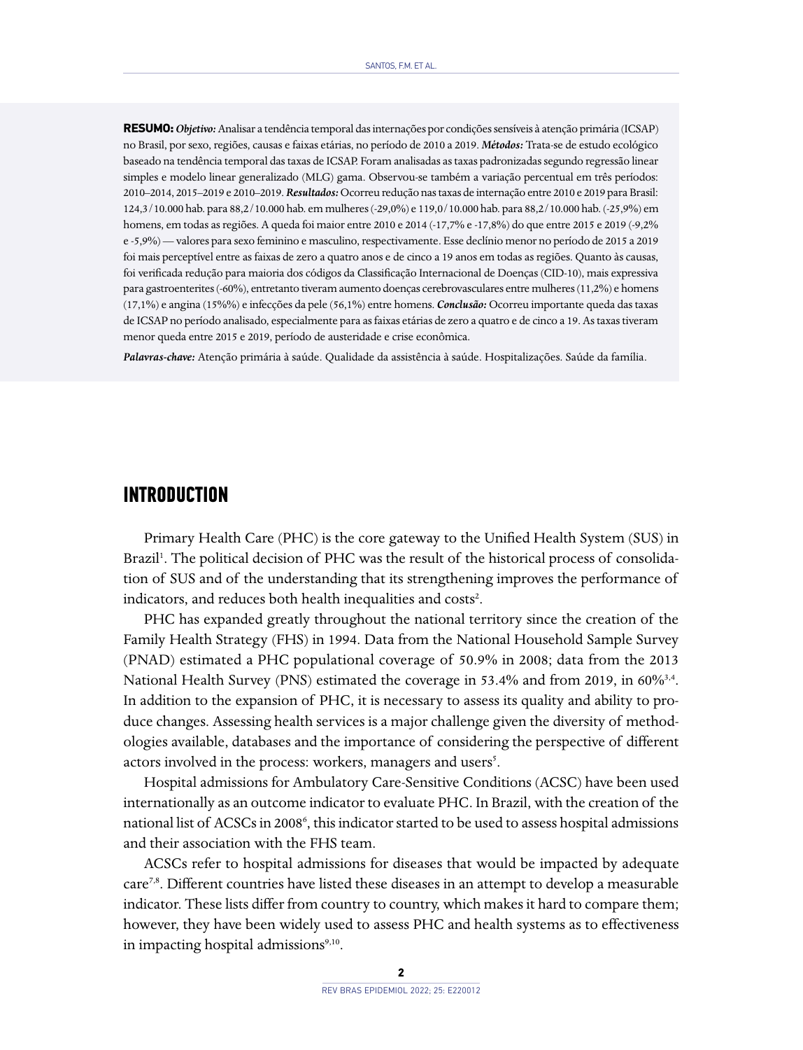**RESUMO:** ***Objetivo:*** Analisar a tendência temporal das internações por condições sensíveis à atenção primária (ICSAP) no Brasil, por sexo, regiões, causas e faixas etárias, no período de 2010 a 2019. ***Métodos:*** Trata-se de estudo ecológico baseado na tendência temporal das taxas de ICSAP. Foram analisadas as taxas padronizadas segundo regressão linear simples e modelo linear generalizado (MLG) gama. Observou-se também a variação percentual em três períodos: 2010–2014, 2015–2019 e 2010–2019. ***Resultados:*** Ocorreu redução nas taxas de internação entre 2010 e 2019 para Brasil: 124,3/10.000 hab. para 88,2/10.000 hab. em mulheres (-29,0%) e 119,0/10.000 hab. para 88,2/10.000 hab. (-25,9%) em homens, em todas as regiões. A queda foi maior entre 2010 e 2014 (-17,7% e -17,8%) do que entre 2015 e 2019 (-9,2% e -5,9%) — valores para sexo feminino e masculino, respectivamente. Esse declínio menor no período de 2015 a 2019 foi mais perceptível entre as faixas de zero a quatro anos e de cinco a 19 anos em todas as regiões. Quanto às causas, foi verificada redução para maioria dos códigos da Classificação Internacional de Doenças (CID-10), mais expressiva para gastroenterites (-60%), entretanto tiveram aumento doenças cerebrovasculares entre mulheres (11,2%) e homens (17,1%) e angina (15%%) e infecções da pele (56,1%) entre homens. ***Conclusão:*** Ocorreu importante queda das taxas de ICSAP no período analisado, especialmente para as faixas etárias de zero a quatro e de cinco a 19. As taxas tiveram menor queda entre 2015 e 2019, período de austeridade e crise econômica.

***Palavras-chave:*** Atenção primária à saúde. Qualidade da assistência à saúde. Hospitalizações. Saúde da família.

## INTRODUCTION

Primary Health Care (PHC) is the core gateway to the Unified Health System (SUS) in Brazil[1]. The political decision of PHC was the result of the historical process of consolidation of SUS and of the understanding that its strengthening improves the performance of indicators, and reduces both health inequalities and costs[2].

PHC has expanded greatly throughout the national territory since the creation of the Family Health Strategy (FHS) in 1994. Data from the National Household Sample Survey (PNAD) estimated a PHC populational coverage of 50.9% in 2008; data from the 2013 National Health Survey (PNS) estimated the coverage in 53.4% and from 2019, in 60%[3,4]. In addition to the expansion of PHC, it is necessary to assess its quality and ability to produce changes. Assessing health services is a major challenge given the diversity of methodologies available, databases and the importance of considering the perspective of different actors involved in the process: workers, managers and users[5].

Hospital admissions for Ambulatory Care-Sensitive Conditions (ACSC) have been used internationally as an outcome indicator to evaluate PHC. In Brazil, with the creation of the national list of ACSCs in 2008[6], this indicator started to be used to assess hospital admissions and their association with the FHS team.

ACSCs refer to hospital admissions for diseases that would be impacted by adequate care[7,8]. Different countries have listed these diseases in an attempt to develop a measurable indicator. These lists differ from country to country, which makes it hard to compare them; however, they have been widely used to assess PHC and health systems as to effectiveness in impacting hospital admissions[9,10].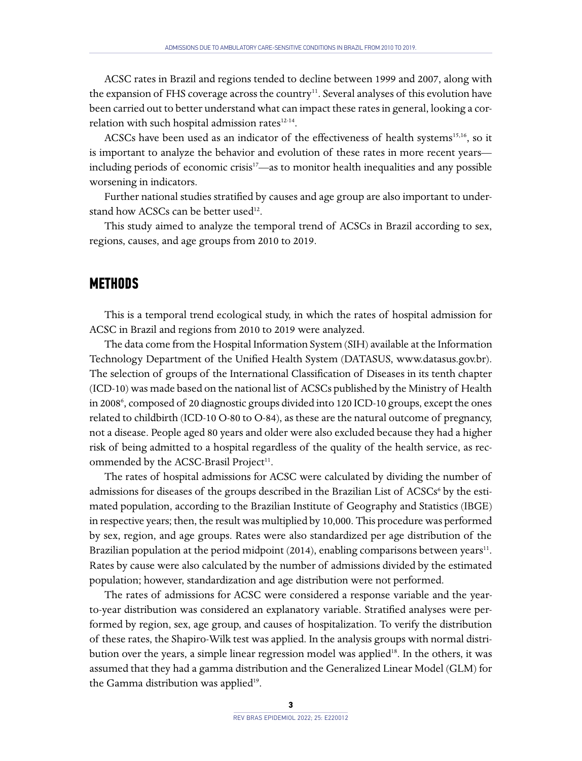ACSC rates in Brazil and regions tended to decline between 1999 and 2007, along with the expansion of FHS coverage across the country[11]. Several analyses of this evolution have been carried out to better understand what can impact these rates in general, looking a correlation with such hospital admission rates[12-14].

ACSCs have been used as an indicator of the effectiveness of health systems[15,16], so it is important to analyze the behavior and evolution of these rates in more recent years—including periods of economic crisis[17]—as to monitor health inequalities and any possible worsening in indicators.

Further national studies stratified by causes and age group are also important to understand how ACSCs can be better used[12].

This study aimed to analyze the temporal trend of ACSCs in Brazil according to sex, regions, causes, and age groups from 2010 to 2019.

## METHODS

This is a temporal trend ecological study, in which the rates of hospital admission for ACSC in Brazil and regions from 2010 to 2019 were analyzed.

The data come from the Hospital Information System (SIH) available at the Information Technology Department of the Unified Health System (DATASUS, www.datasus.gov.br). The selection of groups of the International Classification of Diseases in its tenth chapter (ICD-10) was made based on the national list of ACSCs published by the Ministry of Health in 2008[6], composed of 20 diagnostic groups divided into 120 ICD-10 groups, except the ones related to childbirth (ICD-10 O-80 to O-84), as these are the natural outcome of pregnancy, not a disease. People aged 80 years and older were also excluded because they had a higher risk of being admitted to a hospital regardless of the quality of the health service, as recommended by the ACSC-Brasil Project[11].

The rates of hospital admissions for ACSC were calculated by dividing the number of admissions for diseases of the groups described in the Brazilian List of ACSCs[6] by the estimated population, according to the Brazilian Institute of Geography and Statistics (IBGE) in respective years; then, the result was multiplied by 10,000. This procedure was performed by sex, region, and age groups. Rates were also standardized per age distribution of the Brazilian population at the period midpoint (2014), enabling comparisons between years[11]. Rates by cause were also calculated by the number of admissions divided by the estimated population; however, standardization and age distribution were not performed.

The rates of admissions for ACSC were considered a response variable and the year-to-year distribution was considered an explanatory variable. Stratified analyses were performed by region, sex, age group, and causes of hospitalization. To verify the distribution of these rates, the Shapiro-Wilk test was applied. In the analysis groups with normal distribution over the years, a simple linear regression model was applied[18]. In the others, it was assumed that they had a gamma distribution and the Generalized Linear Model (GLM) for the Gamma distribution was applied[19].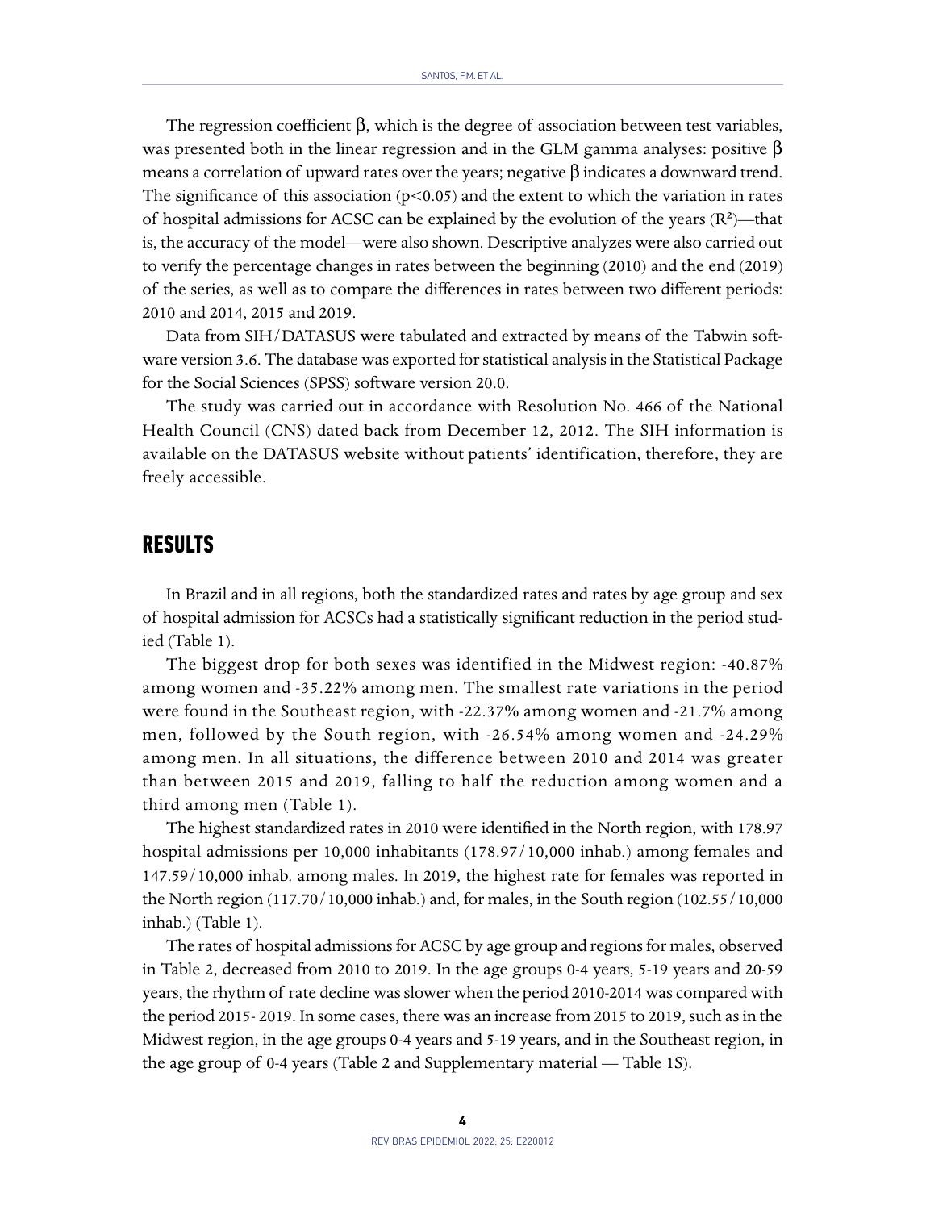The regression coefficient β, which is the degree of association between test variables, was presented both in the linear regression and in the GLM gamma analyses: positive β means a correlation of upward rates over the years; negative β indicates a downward trend. The significance of this association ($p<0.05$) and the extent to which the variation in rates of hospital admissions for ACSC can be explained by the evolution of the years ($R^2$)—that is, the accuracy of the model—were also shown. Descriptive analyzes were also carried out to verify the percentage changes in rates between the beginning (2010) and the end (2019) of the series, as well as to compare the differences in rates between two different periods: 2010 and 2014, 2015 and 2019.

Data from SIH/DATASUS were tabulated and extracted by means of the Tabwin software version 3.6. The database was exported for statistical analysis in the Statistical Package for the Social Sciences (SPSS) software version 20.0.

The study was carried out in accordance with Resolution No. 466 of the National Health Council (CNS) dated back from December 12, 2012. The SIH information is available on the DATASUS website without patients' identification, therefore, they are freely accessible.

## RESULTS

In Brazil and in all regions, both the standardized rates and rates by age group and sex of hospital admission for ACSCs had a statistically significant reduction in the period studied (Table 1).

The biggest drop for both sexes was identified in the Midwest region: -40.87% among women and -35.22% among men. The smallest rate variations in the period were found in the Southeast region, with -22.37% among women and -21.7% among men, followed by the South region, with -26.54% among women and -24.29% among men. In all situations, the difference between 2010 and 2014 was greater than between 2015 and 2019, falling to half the reduction among women and a third among men (Table 1).

The highest standardized rates in 2010 were identified in the North region, with 178.97 hospital admissions per 10,000 inhabitants (178.97/10,000 inhab.) among females and 147.59/10,000 inhab. among males. In 2019, the highest rate for females was reported in the North region (117.70/10,000 inhab.) and, for males, in the South region (102.55/10,000 inhab.) (Table 1).

The rates of hospital admissions for ACSC by age group and regions for males, observed in Table 2, decreased from 2010 to 2019. In the age groups 0-4 years, 5-19 years and 20-59 years, the rhythm of rate decline was slower when the period 2010-2014 was compared with the period 2015- 2019. In some cases, there was an increase from 2015 to 2019, such as in the Midwest region, in the age groups 0-4 years and 5-19 years, and in the Southeast region, in the age group of 0-4 years (Table 2 and Supplementary material — Table 1S).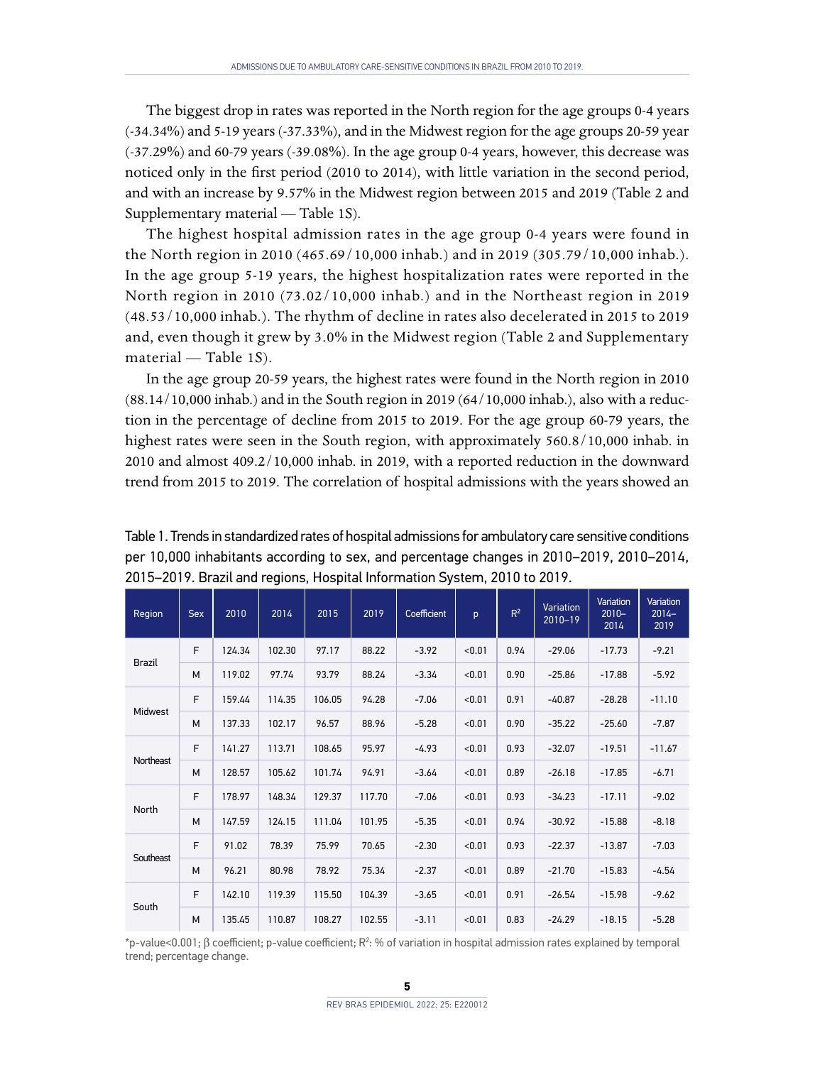The biggest drop in rates was reported in the North region for the age groups 0-4 years (-34.34%) and 5-19 years (-37.33%), and in the Midwest region for the age groups 20-59 year (-37.29%) and 60-79 years (-39.08%). In the age group 0-4 years, however, this decrease was noticed only in the first period (2010 to 2014), with little variation in the second period, and with an increase by 9.57% in the Midwest region between 2015 and 2019 (Table 2 and Supplementary material — Table 1S).

The highest hospital admission rates in the age group 0-4 years were found in the North region in 2010 (465.69/10,000 inhab.) and in 2019 (305.79/10,000 inhab.). In the age group 5-19 years, the highest hospitalization rates were reported in the North region in 2010 (73.02/10,000 inhab.) and in the Northeast region in 2019 (48.53/10,000 inhab.). The rhythm of decline in rates also decelerated in 2015 to 2019 and, even though it grew by 3.0% in the Midwest region (Table 2 and Supplementary material — Table 1S).

In the age group 20-59 years, the highest rates were found in the North region in 2010 (88.14/10,000 inhab.) and in the South region in 2019 (64/10,000 inhab.), also with a reduction in the percentage of decline from 2015 to 2019. For the age group 60-79 years, the highest rates were seen in the South region, with approximately 560.8/10,000 inhab. in 2010 and almost 409.2/10,000 inhab. in 2019, with a reported reduction in the downward trend from 2015 to 2019. The correlation of hospital admissions with the years showed an

Table 1. Trends in standardized rates of hospital admissions for ambulatory care sensitive conditions per 10,000 inhabitants according to sex, and percentage changes in 2010–2019, 2010–2014, 2015–2019. Brazil and regions, Hospital Information System, 2010 to 2019.

| Region | Sex | 2010 | 2014 | 2015 | 2019 | Coefficient | p | $R^2$ | Variation 2010–19 | Variation 2010–2014 | Variation 2014–2019 |
|---|---|---|---|---|---|---|---|---|---|---|---|
| Brazil | F | 124.34 | 102.30 | 97.17 | 88.22 | -3.92 | <0.01 | 0.94 | -29.06 | -17.73 | -9.21 |
| | M | 119.02 | 97.74 | 93.79 | 88.24 | -3.34 | <0.01 | 0.90 | -25.86 | -17.88 | -5.92 |
| Midwest | F | 159.44 | 114.35 | 106.05 | 94.28 | -7.06 | <0.01 | 0.91 | -40.87 | -28.28 | -11.10 |
| | M | 137.33 | 102.17 | 96.57 | 88.96 | -5.28 | <0.01 | 0.90 | -35.22 | -25.60 | -7.87 |
| Northeast | F | 141.27 | 113.71 | 108.65 | 95.97 | -4.93 | <0.01 | 0.93 | -32.07 | -19.51 | -11.67 |
| | M | 128.57 | 105.62 | 101.74 | 94.91 | -3.64 | <0.01 | 0.89 | -26.18 | -17.85 | -6.71 |
| North | F | 178.97 | 148.34 | 129.37 | 117.70 | -7.06 | <0.01 | 0.93 | -34.23 | -17.11 | -9.02 |
| | M | 147.59 | 124.15 | 111.04 | 101.95 | -5.35 | <0.01 | 0.94 | -30.92 | -15.88 | -8.18 |
| Southeast | F | 91.02 | 78.39 | 75.99 | 70.65 | -2.30 | <0.01 | 0.93 | -22.37 | -13.87 | -7.03 |
| | M | 96.21 | 80.98 | 78.92 | 75.34 | -2.37 | <0.01 | 0.89 | -21.70 | -15.83 | -4.54 |
| South | F | 142.10 | 119.39 | 115.50 | 104.39 | -3.65 | <0.01 | 0.91 | -26.54 | -15.98 | -9.62 |
| | M | 135.45 | 110.87 | 108.27 | 102.55 | -3.11 | <0.01 | 0.83 | -24.29 | -18.15 | -5.28 |

*p-value<0.001; β coefficient; p-value coefficient; $R^2$: % of variation in hospital admission rates explained by temporal trend; percentage change.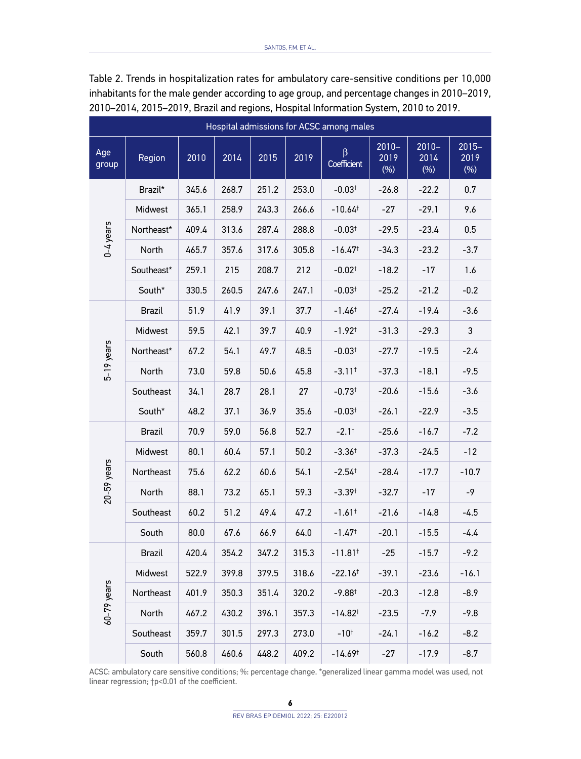Table 2. Trends in hospitalization rates for ambulatory care-sensitive conditions per 10,000 inhabitants for the male gender according to age group, and percentage changes in 2010–2019, 2010–2014, 2015–2019, Brazil and regions, Hospital Information System, 2010 to 2019.

| Hospital admissions for ACSC among males | | | | | | | | | |
|---|---|---|---|---|---|---|---|---|---|
| Age group | Region | 2010 | 2014 | 2015 | 2019 | β Coefficient | 2010–2019 (%) | 2010–2014 (%) | 2015–2019 (%) |
| 0-4 years | Brazil* | 345.6 | 268.7 | 251.2 | 253.0 | -0.03† | -26.8 | -22.2 | 0.7 |
| | Midwest | 365.1 | 258.9 | 243.3 | 266.6 | -10.64† | -27 | -29.1 | 9.6 |
| | Northeast* | 409.4 | 313.6 | 287.4 | 288.8 | -0.03† | -29.5 | -23.4 | 0.5 |
| | North | 465.7 | 357.6 | 317.6 | 305.8 | -16.47† | -34.3 | -23.2 | -3.7 |
| | Southeast* | 259.1 | 215 | 208.7 | 212 | -0.02† | -18.2 | -17 | 1.6 |
| | South* | 330.5 | 260.5 | 247.6 | 247.1 | -0.03† | -25.2 | -21.2 | -0.2 |
| 5-19 years | Brazil | 51.9 | 41.9 | 39.1 | 37.7 | -1.46† | -27.4 | -19.4 | -3.6 |
| | Midwest | 59.5 | 42.1 | 39.7 | 40.9 | -1.92† | -31.3 | -29.3 | 3 |
| | Northeast* | 67.2 | 54.1 | 49.7 | 48.5 | -0.03† | -27.7 | -19.5 | -2.4 |
| | North | 73.0 | 59.8 | 50.6 | 45.8 | -3.11† | -37.3 | -18.1 | -9.5 |
| | Southeast | 34.1 | 28.7 | 28.1 | 27 | -0.73† | -20.6 | -15.6 | -3.6 |
| | South* | 48.2 | 37.1 | 36.9 | 35.6 | -0.03† | -26.1 | -22.9 | -3.5 |
| 20-59 years | Brazil | 70.9 | 59.0 | 56.8 | 52.7 | -2.1† | -25.6 | -16.7 | -7.2 |
| | Midwest | 80.1 | 60.4 | 57.1 | 50.2 | -3.36† | -37.3 | -24.5 | -12 |
| | Northeast | 75.6 | 62.2 | 60.6 | 54.1 | -2.54† | -28.4 | -17.7 | -10.7 |
| | North | 88.1 | 73.2 | 65.1 | 59.3 | -3.39† | -32.7 | -17 | -9 |
| | Southeast | 60.2 | 51.2 | 49.4 | 47.2 | -1.61† | -21.6 | -14.8 | -4.5 |
| | South | 80.0 | 67.6 | 66.9 | 64.0 | -1.47† | -20.1 | -15.5 | -4.4 |
| 60-79 years | Brazil | 420.4 | 354.2 | 347.2 | 315.3 | -11.81† | -25 | -15.7 | -9.2 |
| | Midwest | 522.9 | 399.8 | 379.5 | 318.6 | -22.16† | -39.1 | -23.6 | -16.1 |
| | Northeast | 401.9 | 350.3 | 351.4 | 320.2 | -9.88† | -20.3 | -12.8 | -8.9 |
| | North | 467.2 | 430.2 | 396.1 | 357.3 | -14.82† | -23.5 | -7.9 | -9.8 |
| | Southeast | 359.7 | 301.5 | 297.3 | 273.0 | -10† | -24.1 | -16.2 | -8.2 |
| | South | 560.8 | 460.6 | 448.2 | 409.2 | -14.69† | -27 | -17.9 | -8.7 |

ACSC: ambulatory care sensitive conditions; %: percentage change. *generalized linear gamma model was used, not linear regression; †p<0.01 of the coefficient.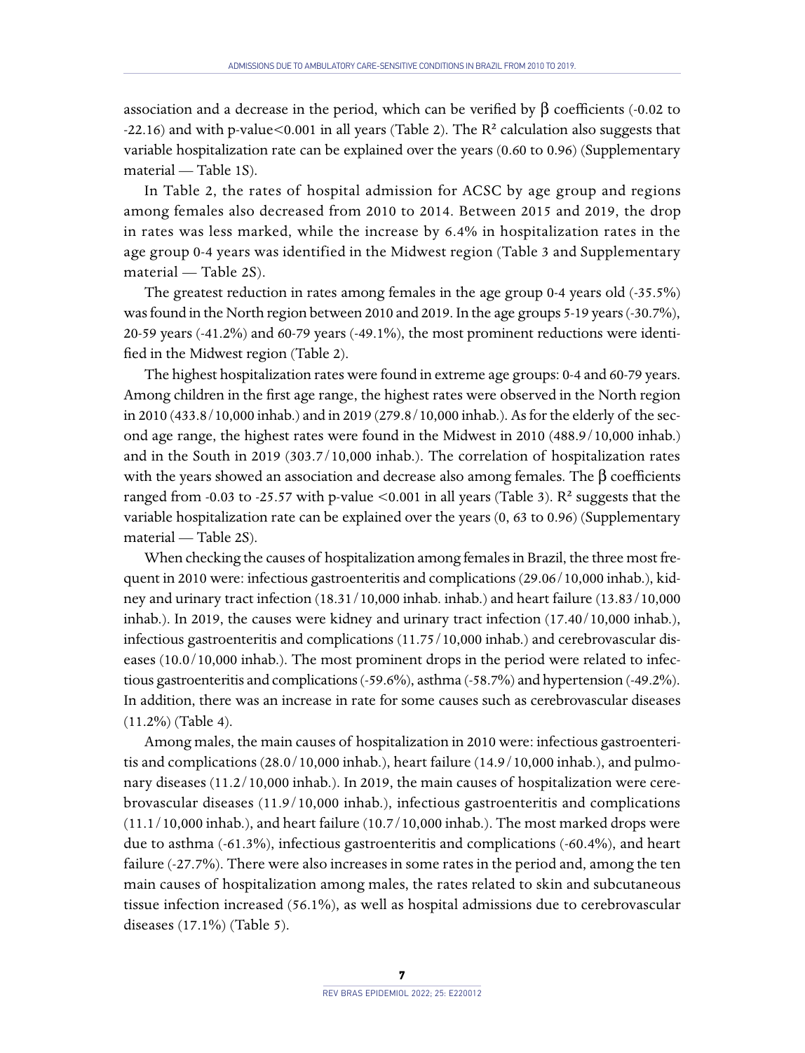association and a decrease in the period, which can be verified by β coefficients (-0.02 to -22.16) and with p-value<0.001 in all years (Table 2). The $R^2$ calculation also suggests that variable hospitalization rate can be explained over the years (0.60 to 0.96) (Supplementary material — Table 1S).

In Table 2, the rates of hospital admission for ACSC by age group and regions among females also decreased from 2010 to 2014. Between 2015 and 2019, the drop in rates was less marked, while the increase by 6.4% in hospitalization rates in the age group 0-4 years was identified in the Midwest region (Table 3 and Supplementary material — Table 2S).

The greatest reduction in rates among females in the age group 0-4 years old (-35.5%) was found in the North region between 2010 and 2019. In the age groups 5-19 years (-30.7%), 20-59 years (-41.2%) and 60-79 years (-49.1%), the most prominent reductions were identified in the Midwest region (Table 2).

The highest hospitalization rates were found in extreme age groups: 0-4 and 60-79 years. Among children in the first age range, the highest rates were observed in the North region in 2010 (433.8/10,000 inhab.) and in 2019 (279.8/10,000 inhab.). As for the elderly of the second age range, the highest rates were found in the Midwest in 2010 (488.9/10,000 inhab.) and in the South in 2019 (303.7/10,000 inhab.). The correlation of hospitalization rates with the years showed an association and decrease also among females. The β coefficients ranged from -0.03 to -25.57 with p-value <0.001 in all years (Table 3). $R^2$ suggests that the variable hospitalization rate can be explained over the years (0, 63 to 0.96) (Supplementary material — Table 2S).

When checking the causes of hospitalization among females in Brazil, the three most frequent in 2010 were: infectious gastroenteritis and complications (29.06/10,000 inhab.), kidney and urinary tract infection (18.31/10,000 inhab. inhab.) and heart failure (13.83/10,000 inhab.). In 2019, the causes were kidney and urinary tract infection (17.40/10,000 inhab.), infectious gastroenteritis and complications (11.75/10,000 inhab.) and cerebrovascular diseases (10.0/10,000 inhab.). The most prominent drops in the period were related to infectious gastroenteritis and complications (-59.6%), asthma (-58.7%) and hypertension (-49.2%). In addition, there was an increase in rate for some causes such as cerebrovascular diseases (11.2%) (Table 4).

Among males, the main causes of hospitalization in 2010 were: infectious gastroenteritis and complications (28.0/10,000 inhab.), heart failure (14.9/10,000 inhab.), and pulmonary diseases (11.2/10,000 inhab.). In 2019, the main causes of hospitalization were cerebrovascular diseases (11.9/10,000 inhab.), infectious gastroenteritis and complications (11.1/10,000 inhab.), and heart failure (10.7/10,000 inhab.). The most marked drops were due to asthma (-61.3%), infectious gastroenteritis and complications (-60.4%), and heart failure (-27.7%). There were also increases in some rates in the period and, among the ten main causes of hospitalization among males, the rates related to skin and subcutaneous tissue infection increased (56.1%), as well as hospital admissions due to cerebrovascular diseases (17.1%) (Table 5).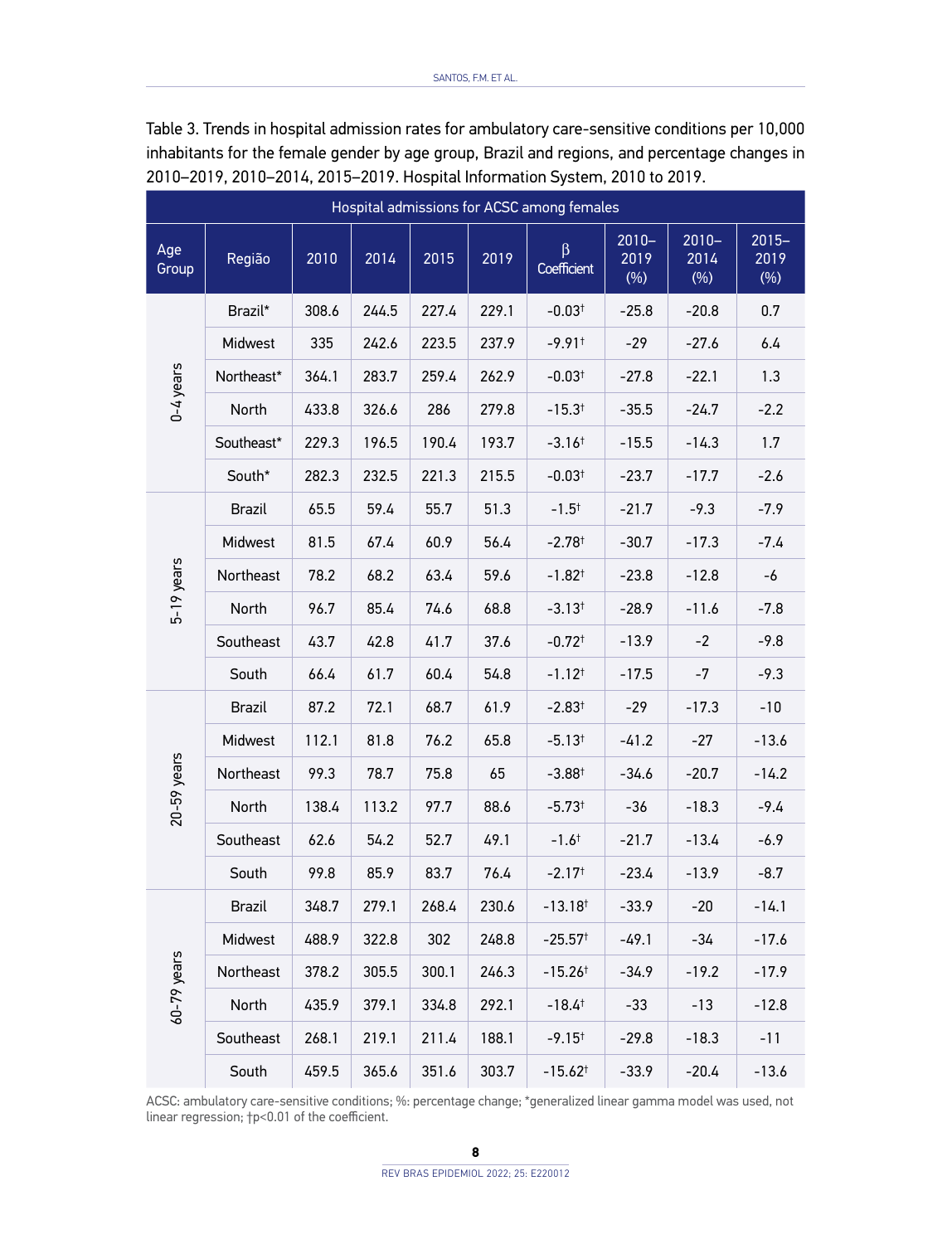Table 3. Trends in hospital admission rates for ambulatory care-sensitive conditions per 10,000 inhabitants for the female gender by age group, Brazil and regions, and percentage changes in 2010–2019, 2010–2014, 2015–2019. Hospital Information System, 2010 to 2019.

| Hospital admissions for ACSC among females | | | | | | | | | |
|---|---|---|---|---|---|---|---|---|---|
| Age Group | Região | 2010 | 2014 | 2015 | 2019 | β Coefficient | 2010–2019 (%) | 2010–2014 (%) | 2015–2019 (%) |
| 0-4 years | Brazil* | 308.6 | 244.5 | 227.4 | 229.1 | -0.03† | -25.8 | -20.8 | 0.7 |
| | Midwest | 335 | 242.6 | 223.5 | 237.9 | -9.91† | -29 | -27.6 | 6.4 |
| | Northeast* | 364.1 | 283.7 | 259.4 | 262.9 | -0.03† | -27.8 | -22.1 | 1.3 |
| | North | 433.8 | 326.6 | 286 | 279.8 | -15.3† | -35.5 | -24.7 | -2.2 |
| | Southeast* | 229.3 | 196.5 | 190.4 | 193.7 | -3.16† | -15.5 | -14.3 | 1.7 |
| | South* | 282.3 | 232.5 | 221.3 | 215.5 | -0.03† | -23.7 | -17.7 | -2.6 |
| 5-19 years | Brazil | 65.5 | 59.4 | 55.7 | 51.3 | -1.5† | -21.7 | -9.3 | -7.9 |
| | Midwest | 81.5 | 67.4 | 60.9 | 56.4 | -2.78† | -30.7 | -17.3 | -7.4 |
| | Northeast | 78.2 | 68.2 | 63.4 | 59.6 | -1.82† | -23.8 | -12.8 | -6 |
| | North | 96.7 | 85.4 | 74.6 | 68.8 | -3.13† | -28.9 | -11.6 | -7.8 |
| | Southeast | 43.7 | 42.8 | 41.7 | 37.6 | -0.72† | -13.9 | -2 | -9.8 |
| | South | 66.4 | 61.7 | 60.4 | 54.8 | -1.12† | -17.5 | -7 | -9.3 |
| 20-59 years | Brazil | 87.2 | 72.1 | 68.7 | 61.9 | -2.83† | -29 | -17.3 | -10 |
| | Midwest | 112.1 | 81.8 | 76.2 | 65.8 | -5.13† | -41.2 | -27 | -13.6 |
| | Northeast | 99.3 | 78.7 | 75.8 | 65 | -3.88† | -34.6 | -20.7 | -14.2 |
| | North | 138.4 | 113.2 | 97.7 | 88.6 | -5.73† | -36 | -18.3 | -9.4 |
| | Southeast | 62.6 | 54.2 | 52.7 | 49.1 | -1.6† | -21.7 | -13.4 | -6.9 |
| | South | 99.8 | 85.9 | 83.7 | 76.4 | -2.17† | -23.4 | -13.9 | -8.7 |
| 60-79 years | Brazil | 348.7 | 279.1 | 268.4 | 230.6 | -13.18† | -33.9 | -20 | -14.1 |
| | Midwest | 488.9 | 322.8 | 302 | 248.8 | -25.57† | -49.1 | -34 | -17.6 |
| | Northeast | 378.2 | 305.5 | 300.1 | 246.3 | -15.26† | -34.9 | -19.2 | -17.9 |
| | North | 435.9 | 379.1 | 334.8 | 292.1 | -18.4† | -33 | -13 | -12.8 |
| | Southeast | 268.1 | 219.1 | 211.4 | 188.1 | -9.15† | -29.8 | -18.3 | -11 |
| | South | 459.5 | 365.6 | 351.6 | 303.7 | -15.62† | -33.9 | -20.4 | -13.6 |

ACSC: ambulatory care-sensitive conditions; %: percentage change; *generalized linear gamma model was used, not linear regression; †p<0.01 of the coefficient.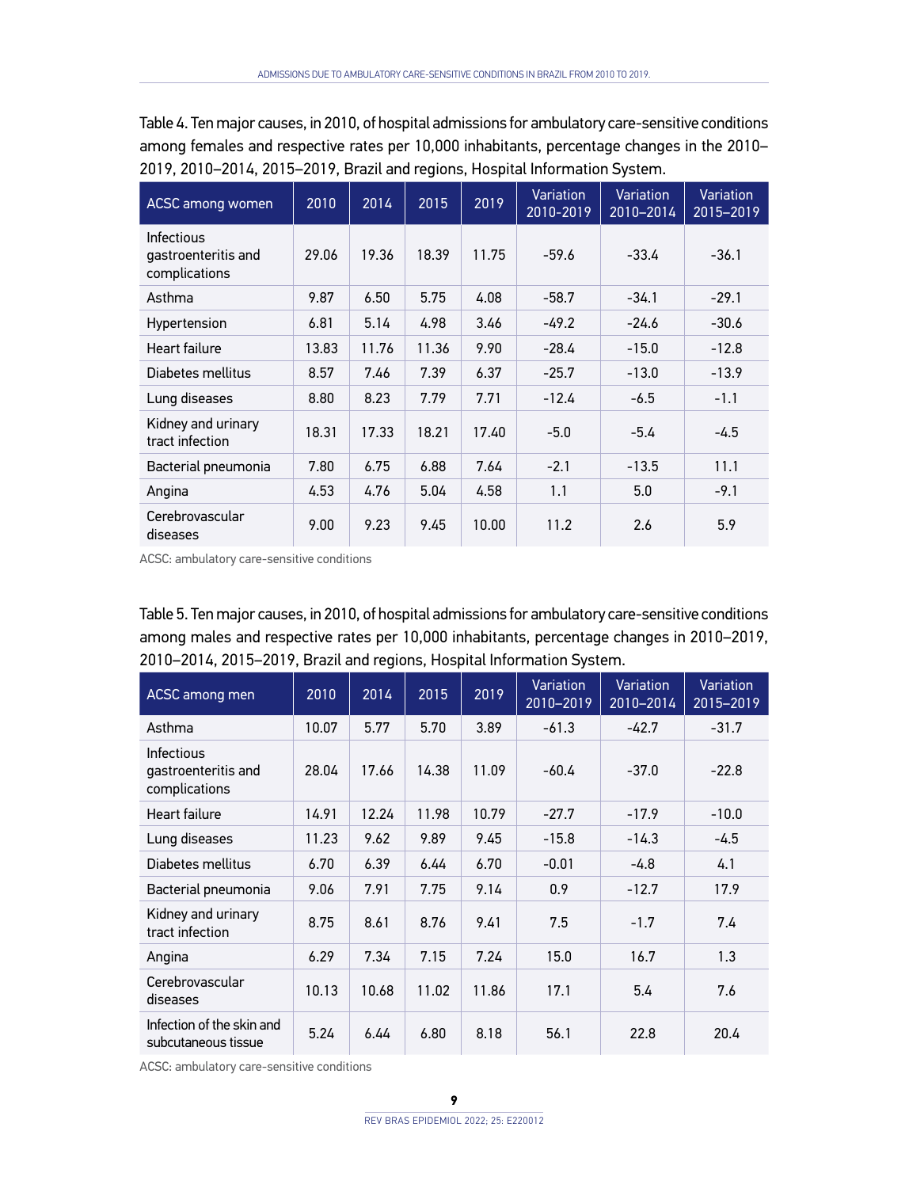Table 4. Ten major causes, in 2010, of hospital admissions for ambulatory care-sensitive conditions among females and respective rates per 10,000 inhabitants, percentage changes in the 2010–2019, 2010–2014, 2015–2019, Brazil and regions, Hospital Information System.

| ACSC among women | 2010 | 2014 | 2015 | 2019 | Variation 2010-2019 | Variation 2010–2014 | Variation 2015–2019 |
|---|---|---|---|---|---|---|---|
| Infectious gastroenteritis and complications | 29.06 | 19.36 | 18.39 | 11.75 | -59.6 | -33.4 | -36.1 |
| Asthma | 9.87 | 6.50 | 5.75 | 4.08 | -58.7 | -34.1 | -29.1 |
| Hypertension | 6.81 | 5.14 | 4.98 | 3.46 | -49.2 | -24.6 | -30.6 |
| Heart failure | 13.83 | 11.76 | 11.36 | 9.90 | -28.4 | -15.0 | -12.8 |
| Diabetes mellitus | 8.57 | 7.46 | 7.39 | 6.37 | -25.7 | -13.0 | -13.9 |
| Lung diseases | 8.80 | 8.23 | 7.79 | 7.71 | -12.4 | -6.5 | -1.1 |
| Kidney and urinary tract infection | 18.31 | 17.33 | 18.21 | 17.40 | -5.0 | -5.4 | -4.5 |
| Bacterial pneumonia | 7.80 | 6.75 | 6.88 | 7.64 | -2.1 | -13.5 | 11.1 |
| Angina | 4.53 | 4.76 | 5.04 | 4.58 | 1.1 | 5.0 | -9.1 |
| Cerebrovascular diseases | 9.00 | 9.23 | 9.45 | 10.00 | 11.2 | 2.6 | 5.9 |

ACSC: ambulatory care-sensitive conditions

Table 5. Ten major causes, in 2010, of hospital admissions for ambulatory care-sensitive conditions among males and respective rates per 10,000 inhabitants, percentage changes in 2010–2019, 2010–2014, 2015–2019, Brazil and regions, Hospital Information System.

| ACSC among men | 2010 | 2014 | 2015 | 2019 | Variation 2010–2019 | Variation 2010–2014 | Variation 2015–2019 |
|---|---|---|---|---|---|---|---|
| Asthma | 10.07 | 5.77 | 5.70 | 3.89 | -61.3 | -42.7 | -31.7 |
| Infectious gastroenteritis and complications | 28.04 | 17.66 | 14.38 | 11.09 | -60.4 | -37.0 | -22.8 |
| Heart failure | 14.91 | 12.24 | 11.98 | 10.79 | -27.7 | -17.9 | -10.0 |
| Lung diseases | 11.23 | 9.62 | 9.89 | 9.45 | -15.8 | -14.3 | -4.5 |
| Diabetes mellitus | 6.70 | 6.39 | 6.44 | 6.70 | -0.01 | -4.8 | 4.1 |
| Bacterial pneumonia | 9.06 | 7.91 | 7.75 | 9.14 | 0.9 | -12.7 | 17.9 |
| Kidney and urinary tract infection | 8.75 | 8.61 | 8.76 | 9.41 | 7.5 | -1.7 | 7.4 |
| Angina | 6.29 | 7.34 | 7.15 | 7.24 | 15.0 | 16.7 | 1.3 |
| Cerebrovascular diseases | 10.13 | 10.68 | 11.02 | 11.86 | 17.1 | 5.4 | 7.6 |
| Infection of the skin and subcutaneous tissue | 5.24 | 6.44 | 6.80 | 8.18 | 56.1 | 22.8 | 20.4 |

ACSC: ambulatory care-sensitive conditions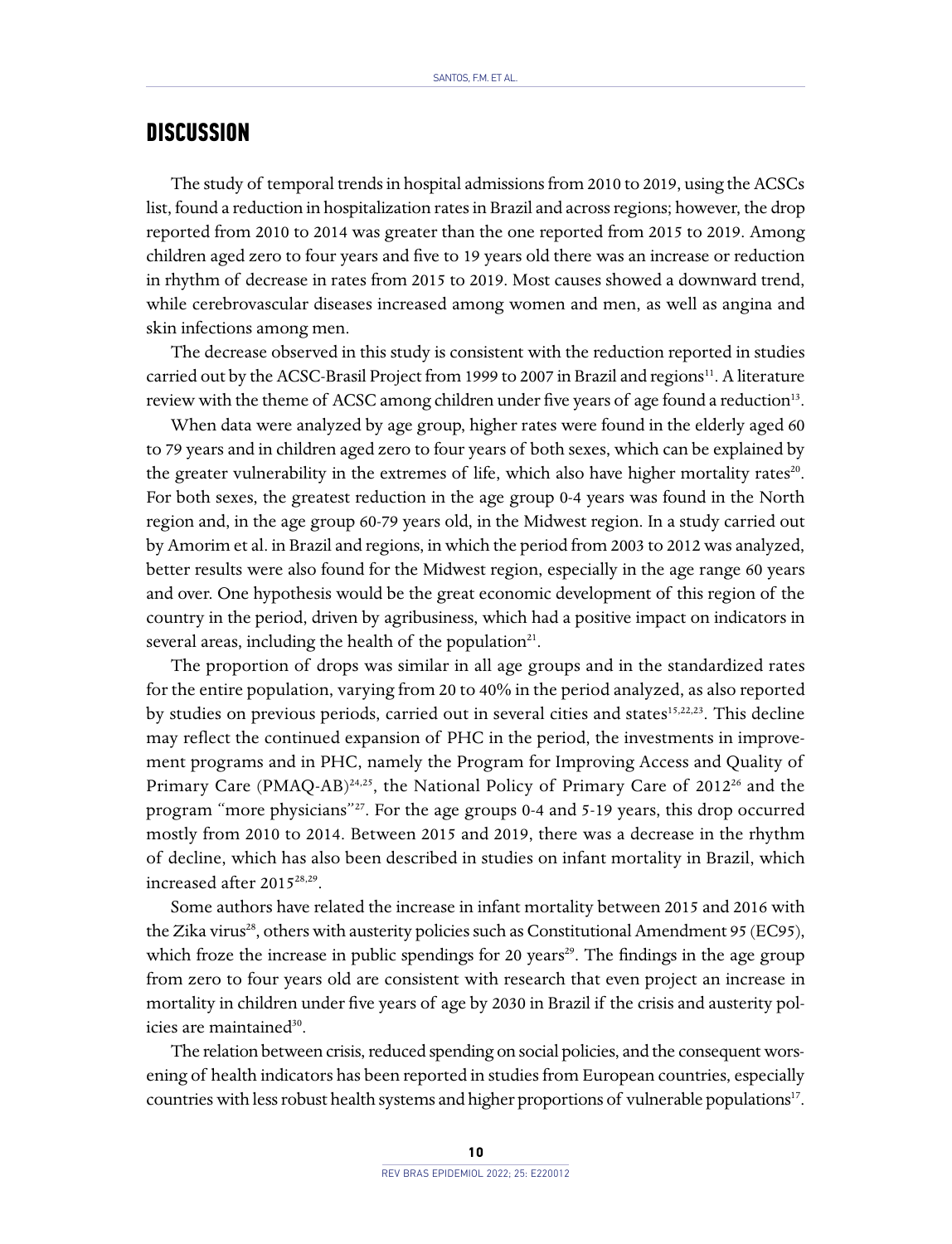## DISCUSSION

The study of temporal trends in hospital admissions from 2010 to 2019, using the ACSCs list, found a reduction in hospitalization rates in Brazil and across regions; however, the drop reported from 2010 to 2014 was greater than the one reported from 2015 to 2019. Among children aged zero to four years and five to 19 years old there was an increase or reduction in rhythm of decrease in rates from 2015 to 2019. Most causes showed a downward trend, while cerebrovascular diseases increased among women and men, as well as angina and skin infections among men.

The decrease observed in this study is consistent with the reduction reported in studies carried out by the ACSC-Brasil Project from 1999 to 2007 in Brazil and regions[11]. A literature review with the theme of ACSC among children under five years of age found a reduction[13].

When data were analyzed by age group, higher rates were found in the elderly aged 60 to 79 years and in children aged zero to four years of both sexes, which can be explained by the greater vulnerability in the extremes of life, which also have higher mortality rates[20]. For both sexes, the greatest reduction in the age group 0-4 years was found in the North region and, in the age group 60-79 years old, in the Midwest region. In a study carried out by Amorim et al. in Brazil and regions, in which the period from 2003 to 2012 was analyzed, better results were also found for the Midwest region, especially in the age range 60 years and over. One hypothesis would be the great economic development of this region of the country in the period, driven by agribusiness, which had a positive impact on indicators in several areas, including the health of the population[21].

The proportion of drops was similar in all age groups and in the standardized rates for the entire population, varying from 20 to 40% in the period analyzed, as also reported by studies on previous periods, carried out in several cities and states[15,22,23]. This decline may reflect the continued expansion of PHC in the period, the investments in improvement programs and in PHC, namely the Program for Improving Access and Quality of Primary Care (PMAQ-AB)[24,25], the National Policy of Primary Care of 2012[26] and the program "more physicians"[27]. For the age groups 0-4 and 5-19 years, this drop occurred mostly from 2010 to 2014. Between 2015 and 2019, there was a decrease in the rhythm of decline, which has also been described in studies on infant mortality in Brazil, which increased after 2015[28,29].

Some authors have related the increase in infant mortality between 2015 and 2016 with the Zika virus[28], others with austerity policies such as Constitutional Amendment 95 (EC95), which froze the increase in public spendings for 20 years[29]. The findings in the age group from zero to four years old are consistent with research that even project an increase in mortality in children under five years of age by 2030 in Brazil if the crisis and austerity policies are maintained[30].

The relation between crisis, reduced spending on social policies, and the consequent worsening of health indicators has been reported in studies from European countries, especially countries with less robust health systems and higher proportions of vulnerable populations[17].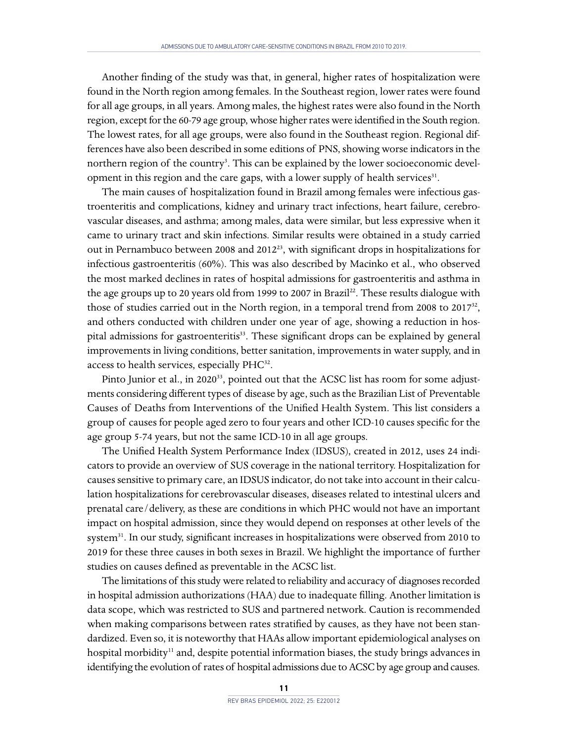Another finding of the study was that, in general, higher rates of hospitalization were found in the North region among females. In the Southeast region, lower rates were found for all age groups, in all years. Among males, the highest rates were also found in the North region, except for the 60-79 age group, whose higher rates were identified in the South region. The lowest rates, for all age groups, were also found in the Southeast region. Regional differences have also been described in some editions of PNS, showing worse indicators in the northern region of the country[3]. This can be explained by the lower socioeconomic development in this region and the care gaps, with a lower supply of health services[31].

The main causes of hospitalization found in Brazil among females were infectious gastroenteritis and complications, kidney and urinary tract infections, heart failure, cerebrovascular diseases, and asthma; among males, data were similar, but less expressive when it came to urinary tract and skin infections. Similar results were obtained in a study carried out in Pernambuco between 2008 and 2012[23], with significant drops in hospitalizations for infectious gastroenteritis (60%). This was also described by Macinko et al., who observed the most marked declines in rates of hospital admissions for gastroenteritis and asthma in the age groups up to 20 years old from 1999 to 2007 in Brazil[22]. These results dialogue with those of studies carried out in the North region, in a temporal trend from 2008 to 2017[32], and others conducted with children under one year of age, showing a reduction in hospital admissions for gastroenteritis[33]. These significant drops can be explained by general improvements in living conditions, better sanitation, improvements in water supply, and in access to health services, especially PHC[32].

Pinto Junior et al., in 2020[33], pointed out that the ACSC list has room for some adjustments considering different types of disease by age, such as the Brazilian List of Preventable Causes of Deaths from Interventions of the Unified Health System. This list considers a group of causes for people aged zero to four years and other ICD-10 causes specific for the age group 5-74 years, but not the same ICD-10 in all age groups.

The Unified Health System Performance Index (IDSUS), created in 2012, uses 24 indicators to provide an overview of SUS coverage in the national territory. Hospitalization for causes sensitive to primary care, an IDSUS indicator, do not take into account in their calculation hospitalizations for cerebrovascular diseases, diseases related to intestinal ulcers and prenatal care/delivery, as these are conditions in which PHC would not have an important impact on hospital admission, since they would depend on responses at other levels of the system[31]. In our study, significant increases in hospitalizations were observed from 2010 to 2019 for these three causes in both sexes in Brazil. We highlight the importance of further studies on causes defined as preventable in the ACSC list.

The limitations of this study were related to reliability and accuracy of diagnoses recorded in hospital admission authorizations (HAA) due to inadequate filling. Another limitation is data scope, which was restricted to SUS and partnered network. Caution is recommended when making comparisons between rates stratified by causes, as they have not been standardized. Even so, it is noteworthy that HAAs allow important epidemiological analyses on hospital morbidity[11] and, despite potential information biases, the study brings advances in identifying the evolution of rates of hospital admissions due to ACSC by age group and causes.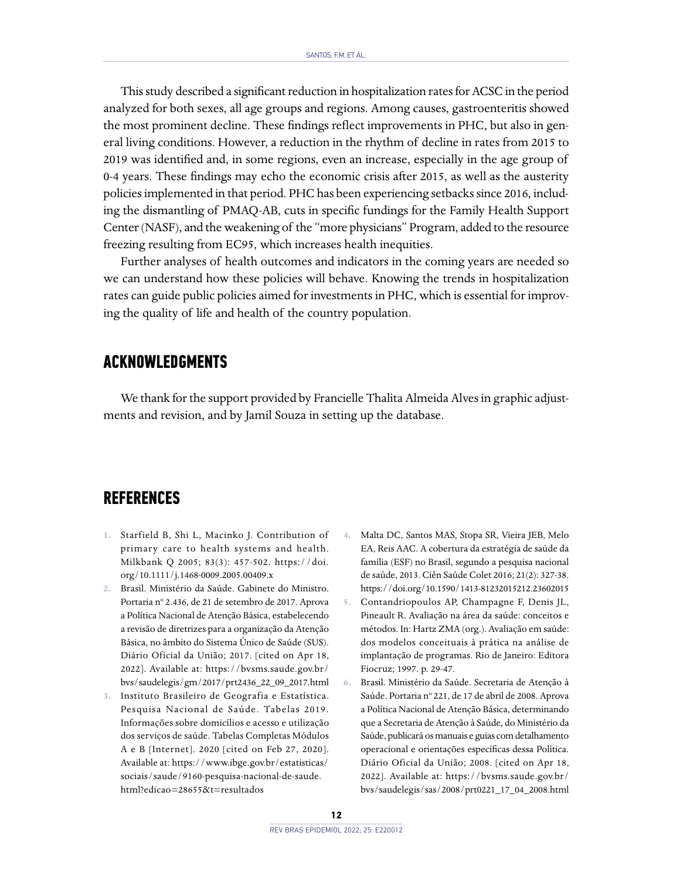This study described a significant reduction in hospitalization rates for ACSC in the period analyzed for both sexes, all age groups and regions. Among causes, gastroenteritis showed the most prominent decline. These findings reflect improvements in PHC, but also in general living conditions. However, a reduction in the rhythm of decline in rates from 2015 to 2019 was identified and, in some regions, even an increase, especially in the age group of 0-4 years. These findings may echo the economic crisis after 2015, as well as the austerity policies implemented in that period. PHC has been experiencing setbacks since 2016, including the dismantling of PMAQ-AB, cuts in specific fundings for the Family Health Support Center (NASF), and the weakening of the "more physicians" Program, added to the resource freezing resulting from EC95, which increases health inequities.

Further analyses of health outcomes and indicators in the coming years are needed so we can understand how these policies will behave. Knowing the trends in hospitalization rates can guide public policies aimed for investments in PHC, which is essential for improving the quality of life and health of the country population.

## ACKNOWLEDGMENTS

We thank for the support provided by Francielle Thalita Almeida Alves in graphic adjustments and revision, and by Jamil Souza in setting up the database.

## REFERENCES

1. Starfield B, Shi L, Macinko J. Contribution of primary care to health systems and health. Milkbank Q 2005; 83(3): 457-502. https://doi.org/10.1111/j.1468-0009.2005.00409.x
2. Brasil. Ministério da Saúde. Gabinete do Ministro. Portaria nº 2.436, de 21 de setembro de 2017. Aprova a Política Nacional de Atenção Básica, estabelecendo a revisão de diretrizes para a organização da Atenção Básica, no âmbito do Sistema Único de Saúde (SUS). Diário Oficial da União; 2017. [cited on Apr 18, 2022]. Available at: https://bvsms.saude.gov.br/bvs/saudelegis/gm/2017/prt2436_22_09_2017.html
3. Instituto Brasileiro de Geografia e Estatística. Pesquisa Nacional de Saúde. Tabelas 2019. Informações sobre domicílios e acesso e utilização dos serviços de saúde. Tabelas Completas Módulos A e B [Internet]. 2020 [cited on Feb 27, 2020]. Available at: https://www.ibge.gov.br/estatisticas/sociais/saude/9160-pesquisa-nacional-de-saude.html?edicao=28655&t=resultados
4. Malta DC, Santos MAS, Stopa SR, Vieira JEB, Melo EA, Reis AAC. A cobertura da estratégia de saúde da família (ESF) no Brasil, segundo a pesquisa nacional de saúde, 2013. Ciên Saúde Colet 2016; 21(2): 327-38. https://doi.org/10.1590/1413-81232015212.23602015
5. Contandriopoulos AP, Champagne F, Denis JL, Pineault R. Avaliação na área da saúde: conceitos e métodos. In: Hartz ZMA (org.). Avaliação em saúde: dos modelos conceituais à prática na análise de implantação de programas. Rio de Janeiro: Editora Fiocruz; 1997. p. 29-47.
6. Brasil. Ministério da Saúde. Secretaria de Atenção à Saúde. Portaria nº 221, de 17 de abril de 2008. Aprova a Política Nacional de Atenção Básica, determinando que a Secretaria de Atenção à Saúde, do Ministério da Saúde, publicará os manuais e guias com detalhamento operacional e orientações específicas dessa Política. Diário Oficial da União; 2008. [cited on Apr 18, 2022]. Available at: https://bvsms.saude.gov.br/bvs/saudelegis/sas/2008/prt0221_17_04_2008.html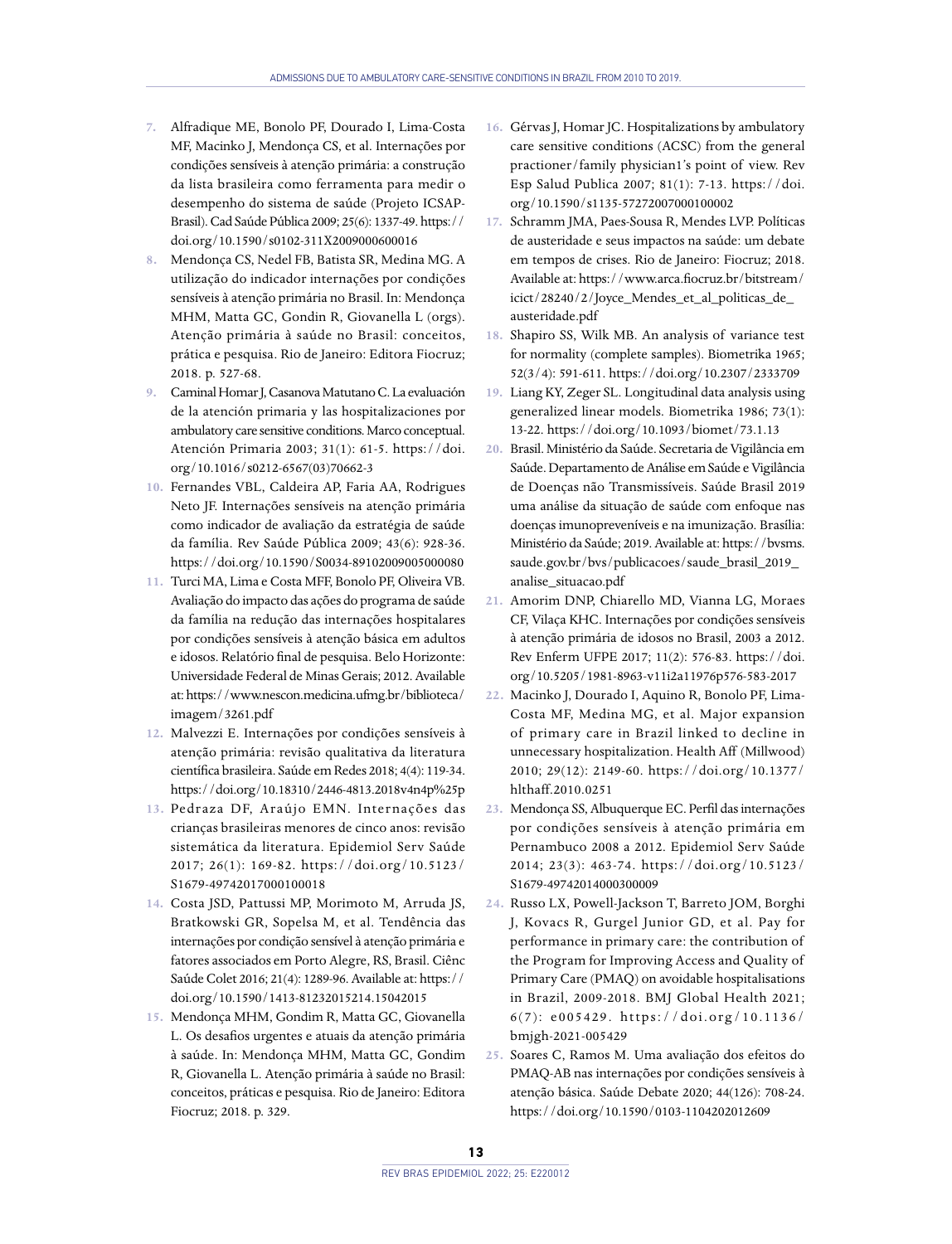7. Alfradique ME, Bonolo PF, Dourado I, Lima-Costa MF, Macinko J, Mendonça CS, et al. Internações por condições sensíveis à atenção primária: a construção da lista brasileira como ferramenta para medir o desempenho do sistema de saúde (Projeto ICSAP-Brasil). Cad Saúde Pública 2009; 25(6): 1337-49. https://doi.org/10.1590/s0102-311X2009000600016
8. Mendonça CS, Nedel FB, Batista SR, Medina MG. A utilização do indicador internações por condições sensíveis à atenção primária no Brasil. In: Mendonça MHM, Matta GC, Gondin R, Giovanella L (orgs). Atenção primária à saúde no Brasil: conceitos, prática e pesquisa. Rio de Janeiro: Editora Fiocruz; 2018. p. 527-68.
9. Caminal Homar J, Casanova Matutano C. La evaluación de la atención primaria y las hospitalizaciones por ambulatory care sensitive conditions. Marco conceptual. Atención Primaria 2003; 31(1): 61-5. https://doi.org/10.1016/s0212-6567(03)70662-3
10. Fernandes VBL, Caldeira AP, Faria AA, Rodrigues Neto JF. Internações sensíveis na atenção primária como indicador de avaliação da estratégia de saúde da família. Rev Saúde Pública 2009; 43(6): 928-36. https://doi.org/10.1590/S0034-89102009005000080
11. Turci MA, Lima e Costa MFF, Bonolo PF, Oliveira VB. Avaliação do impacto das ações do programa de saúde da família na redução das internações hospitalares por condições sensíveis à atenção básica em adultos e idosos. Relatório final de pesquisa. Belo Horizonte: Universidade Federal de Minas Gerais; 2012. Available at: https://www.nescon.medicina.ufmg.br/biblioteca/imagem/3261.pdf
12. Malvezzi E. Internações por condições sensíveis à atenção primária: revisão qualitativa da literatura científica brasileira. Saúde em Redes 2018; 4(4): 119-34. https://doi.org/10.18310/2446-4813.2018v4n4p%25p
13. Pedraza DF, Araújo EMN. Internações das crianças brasileiras menores de cinco anos: revisão sistemática da literatura. Epidemiol Serv Saúde 2017; 26(1): 169-82. https://doi.org/10.5123/S1679-49742017000100018
14. Costa JSD, Pattussi MP, Morimoto M, Arruda JS, Bratkowski GR, Sopelsa M, et al. Tendência das internações por condição sensível à atenção primária e fatores associados em Porto Alegre, RS, Brasil. Ciênc Saúde Colet 2016; 21(4): 1289-96. Available at: https://doi.org/10.1590/1413-81232015214.15042015
15. Mendonça MHM, Gondim R, Matta GC, Giovanella L. Os desafios urgentes e atuais da atenção primária à saúde. In: Mendonça MHM, Matta GC, Gondim R, Giovanella L. Atenção primária à saúde no Brasil: conceitos, práticas e pesquisa. Rio de Janeiro: Editora Fiocruz; 2018. p. 329.
16. Gérvas J, Homar JC. Hospitalizations by ambulatory care sensitive conditions (ACSC) from the general practioner/family physician1's point of view. Rev Esp Salud Publica 2007; 81(1): 7-13. https://doi.org/10.1590/s1135-57272007000100002
17. Schramm JMA, Paes-Sousa R, Mendes LVP. Políticas de austeridade e seus impactos na saúde: um debate em tempos de crises. Rio de Janeiro: Fiocruz; 2018. Available at: https://www.arca.fiocruz.br/bitstream/icict/28240/2/Joyce_Mendes_et_al_politicas_de_austeridade.pdf
18. Shapiro SS, Wilk MB. An analysis of variance test for normality (complete samples). Biometrika 1965; 52(3/4): 591-611. https://doi.org/10.2307/2333709
19. Liang KY, Zeger SL. Longitudinal data analysis using generalized linear models. Biometrika 1986; 73(1): 13-22. https://doi.org/10.1093/biomet/73.1.13
20. Brasil. Ministério da Saúde. Secretaria de Vigilância em Saúde. Departamento de Análise em Saúde e Vigilância de Doenças não Transmissíveis. Saúde Brasil 2019 uma análise da situação de saúde com enfoque nas doenças imunopreveníveis e na imunização. Brasília: Ministério da Saúde; 2019. Available at: https://bvsms.saude.gov.br/bvs/publicacoes/saude_brasil_2019_analise_situacao.pdf
21. Amorim DNP, Chiarello MD, Vianna LG, Moraes CF, Vilaça KHC. Internações por condições sensíveis à atenção primária de idosos no Brasil, 2003 a 2012. Rev Enferm UFPE 2017; 11(2): 576-83. https://doi.org/10.5205/1981-8963-v11i2a11976p576-583-2017
22. Macinko J, Dourado I, Aquino R, Bonolo PF, Lima-Costa MF, Medina MG, et al. Major expansion of primary care in Brazil linked to decline in unnecessary hospitalization. Health Aff (Millwood) 2010; 29(12): 2149-60. https://doi.org/10.1377/hlthaff.2010.0251
23. Mendonça SS, Albuquerque EC. Perfil das internações por condições sensíveis à atenção primária em Pernambuco 2008 a 2012. Epidemiol Serv Saúde 2014; 23(3): 463-74. https://doi.org/10.5123/S1679-49742014000300009
24. Russo LX, Powell-Jackson T, Barreto JOM, Borghi J, Kovacs R, Gurgel Junior GD, et al. Pay for performance in primary care: the contribution of the Program for Improving Access and Quality of Primary Care (PMAQ) on avoidable hospitalisations in Brazil, 2009-2018. BMJ Global Health 2021; 6(7): e005429. https://doi.org/10.1136/bmjgh-2021-005429
25. Soares C, Ramos M. Uma avaliação dos efeitos do PMAQ-AB nas internações por condições sensíveis à atenção básica. Saúde Debate 2020; 44(126): 708-24. https://doi.org/10.1590/0103-1104202012609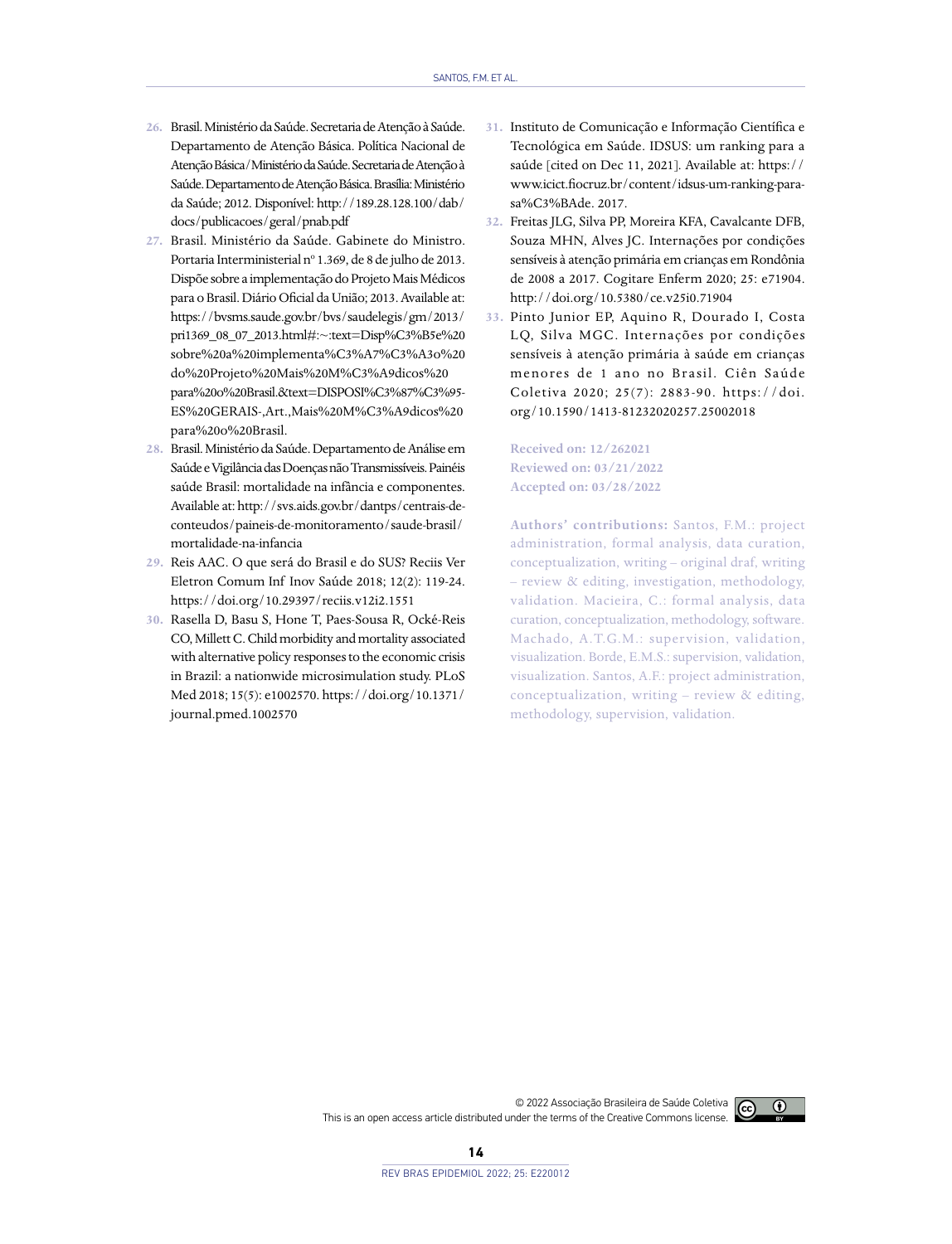26. Brasil. Ministério da Saúde. Secretaria de Atenção à Saúde. Departamento de Atenção Básica. Política Nacional de Atenção Básica/Ministério da Saúde. Secretaria de Atenção à Saúde. Departamento de Atenção Básica. Brasília: Ministério da Saúde; 2012. Disponível: http://189.28.128.100/dab/docs/publicacoes/geral/pnab.pdf
27. Brasil. Ministério da Saúde. Gabinete do Ministro. Portaria Interministerial nº 1.369, de 8 de julho de 2013. Dispõe sobre a implementação do Projeto Mais Médicos para o Brasil. Diário Oficial da União; 2013. Available at: https://bvsms.saude.gov.br/bvs/saudelegis/gm/2013/pri1369_08_07_2013.html#:~:text=Disp%C3%B5e%20sobre%20a%20implementa%C3%A7%C3%A3o%20do%20Projeto%20Mais%20M%C3%A9dicos%20para%20o%20Brasil.&text=DISPOSI%C3%87%C3%95ES%20GERAIS-,Art.,Mais%20M%C3%A9dicos%20para%20o%20Brasil.
28. Brasil. Ministério da Saúde. Departamento de Análise em Saúde e Vigilância das Doenças não Transmissíveis. Painéis saúde Brasil: mortalidade na infância e componentes. Available at: http://svs.aids.gov.br/dantps/centrais-de-conteudos/paineis-de-monitoramento/saude-brasil/mortalidade-na-infancia
29. Reis AAC. O que será do Brasil e do SUS? Reciis Ver Eletron Comum Inf Inov Saúde 2018; 12(2): 119-24. https://doi.org/10.29397/reciis.v12i2.1551
30. Rasella D, Basu S, Hone T, Paes-Sousa R, Ocké-Reis CO, Millett C. Child morbidity and mortality associated with alternative policy responses to the economic crisis in Brazil: a nationwide microsimulation study. PLoS Med 2018; 15(5): e1002570. https://doi.org/10.1371/journal.pmed.1002570
31. Instituto de Comunicação e Informação Científica e Tecnológica em Saúde. IDSUS: um ranking para a saúde [cited on Dec 11, 2021]. Available at: https://www.icict.fiocruz.br/content/idsus-um-ranking-para-sa%C3%BAde. 2017.
32. Freitas JLG, Silva PP, Moreira KFA, Cavalcante DFB, Souza MHN, Alves JC. Internações por condições sensíveis à atenção primária em crianças em Rondônia de 2008 a 2017. Cogitare Enferm 2020; 25: e71904. http://doi.org/10.5380/ce.v25i0.71904
33. Pinto Junior EP, Aquino R, Dourado I, Costa LQ, Silva MGC. Internações por condições sensíveis à atenção primária à saúde em crianças menores de 1 ano no Brasil. Ciên Saúde Coletiva 2020; 25(7): 2883-90. https://doi.org/10.1590/1413-81232020257.25002018

**Received on: 12/262021**
**Reviewed on: 03/21/2022**
**Accepted on: 03/28/2022**

**Authors' contributions:** Santos, F.M.: project administration, formal analysis, data curation, conceptualization, writing – original draf, writing – review & editing, investigation, methodology, validation. Macieira, C.: formal analysis, data curation, conceptualization, methodology, software. Machado, A.T.G.M.: supervision, validation, visualization. Borde, E.M.S.: supervision, validation, visualization. Santos, A.F.: project administration, conceptualization, writing – review & editing, methodology, supervision, validation.

© 2022 Associação Brasileira de Saúde Coletiva
This is an open access article distributed under the terms of the Creative Commons license.